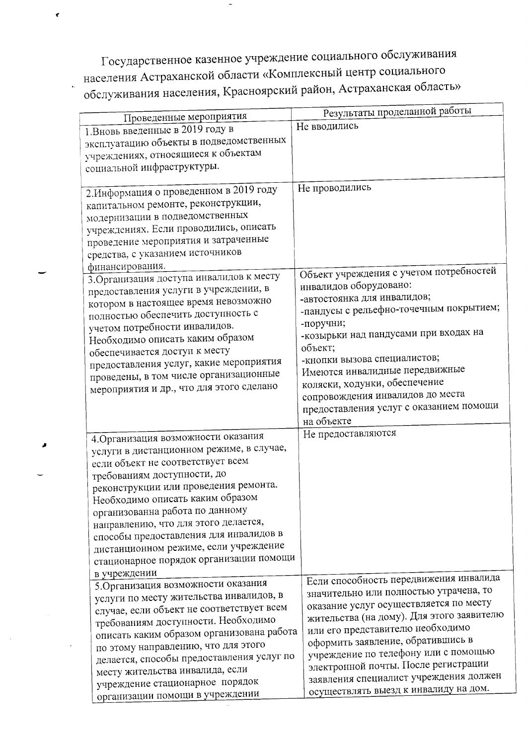Государственное казенное учреждение социального обслуживания населения Астраханской области «Комплексный центр социального обслуживания населения, Красноярский район, Астраханская область»

| Проведенные мероприятия | Результаты проделанной работы |
|---|---|
| 1.Вновь введенные в 2019 году в эксплуатацию объекты в подведомственных учреждениях, относящиеся к объектам социальной инфраструктуры. | Не вводились |
| 2.Информация о проведенном в 2019 году капитальном ремонте, реконструкции, модернизации в подведомственных учреждениях. Если проводились, описать проведение мероприятия и затраченные средства, с указанием источников финансирования. | Не проводились |
| 3.Организация доступа инвалидов к месту предоставления услуги в учреждении, в котором в настоящее время невозможно полностью обеспечить доступность с учетом потребности инвалидов. Необходимо описать каким образом обеспечивается доступ к месту предоставления услуг, какие мероприятия проведены, в том числе организационные мероприятия и др., что для этого сделано | Объект учреждения с учетом потребностей инвалидов оборудовано:<br>-автостоянка для инвалидов;<br>-пандусы с рельефно-точечным покрытием;<br>-поручни;<br>-козырьки над пандусами при входах на объект;<br>-кнопки вызова специалистов;<br>Имеются инвалидные передвижные коляски, ходунки, обеспечение сопровождения инвалидов до места предоставления услуг с оказанием помощи на объекте |
| 4.Организация возможности оказания услуги в дистанционном режиме, в случае, если объект не соответствует всем требованиям доступности, до реконструкции или проведения ремонта. Необходимо описать каким образом организованна работа по данному направлению, что для этого делается, способы предоставления для инвалидов в дистанционном режиме, если учреждение стационарное порядок организации помощи в учреждении | Не предоставляются |
| 5.Организация возможности оказания услуги по месту жительства инвалидов, в случае, если объект не соответствует всем требованиям доступности. Необходимо описать каким образом организована работа по этому направлению, что для этого делается, способы предоставления услуг по месту жительства инвалида, если учреждение стационарное порядок организации помощи в учреждении | Если способность передвижения инвалида значительно или полностью утрачена, то оказание услуг осуществляется по месту жительства (на дому). Для этого заявителю или его представителю необходимо оформить заявление, обратившись в учреждение по телефону или с помощью электронной почты. После регистрации заявления специалист учреждения должен осуществлять выезд к инвалиду на дом. |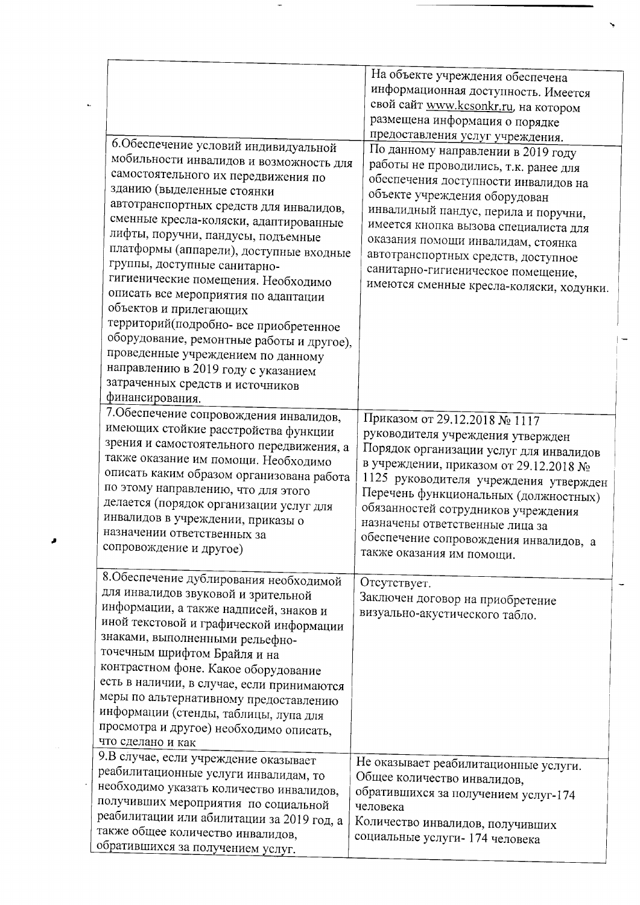| | |
|---|---|
| | На объекте учреждения обеспечена информационная доступность. Имеется свой сайт www.kcsonkr.ru, на котором размещена информация о порядке предоставления услуг учреждения. |
| 6.Обеспечение условий индивидуальной мобильности инвалидов и возможность для самостоятельного их передвижения по зданию (выделенные стоянки автотранспортных средств для инвалидов, сменные кресла-коляски, адаптированные лифты, поручни, пандусы, подъемные платформы (аппарели), доступные входные группы, доступные санитарно-гигиенические помещения. Необходимо описать все мероприятия по адаптации объектов и прилегающих территорий(подробно- все приобретенное оборудование, ремонтные работы и другое), проведенные учреждением по данному направлению в 2019 году с указанием затраченных средств и источников финансирования. | По данному направлении в 2019 году работы не проводились, т.к. ранее для обеспечения доступности инвалидов на объекте учреждения оборудован инвалидный пандус, перила и поручни, имеется кнопка вызова специалиста для оказания помощи инвалидам, стоянка автотранспортных средств, доступное санитарно-гигиеническое помещение, имеются сменные кресла-коляски, ходунки. |
| 7.Обеспечение сопровождения инвалидов, имеющих стойкие расстройства функции зрения и самостоятельного передвижения, а также оказание им помощи. Необходимо описать каким образом организована работа по этому направлению, что для этого делается (порядок организации услуг для инвалидов в учреждении, приказы о назначении ответственных за сопровождение и другое) | Приказом от 29.12.2018 № 1117 руководителя учреждения утвержден Порядок организации услуг для инвалидов в учреждении, приказом от 29.12.2018 № 1125 руководителя учреждения утвержден Перечень функциональных (должностных) обязанностей сотрудников учреждения назначены ответственные лица за обеспечение сопровождения инвалидов, а также оказания им помощи. |
| 8.Обеспечение дублирования необходимой для инвалидов звуковой и зрительной информации, а также надписей, знаков и иной текстовой и графической информации знаками, выполненными рельефно-точечным шрифтом Брайля и на контрастном фоне. Какое оборудование есть в наличии, в случае, если принимаются меры по альтернативному предоставлению информации (стенды, таблицы, лупа для просмотра и другое) необходимо описать, что сделано и как | Отсутствует.<br>Заключен договор на приобретение визуально-акустического табло. |
| 9.В случае, если учреждение оказывает реабилитационные услуги инвалидам, то необходимо указать количество инвалидов, получивших мероприятия по социальной реабилитации или абилитации за 2019 год, а также общее количество инвалидов, обратившихся за получением услуг. | Не оказывает реабилитационные услуги.<br>Общее количество инвалидов, обратившихся за получением услуг-174 человека<br>Количество инвалидов, получивших социальные услуги- 174 человека |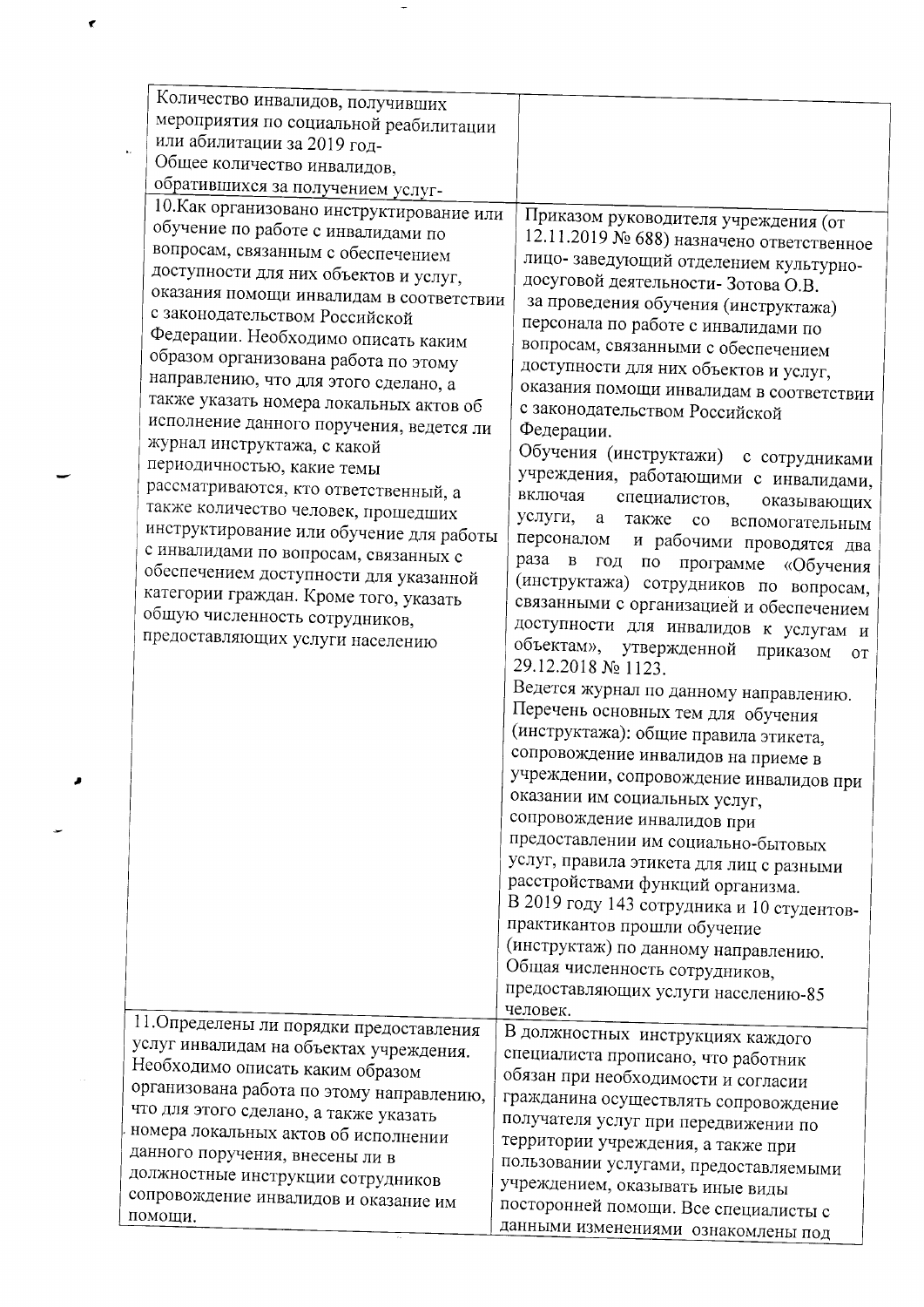| | |
|---|---|
| Количество инвалидов, получивших мероприятия по социальной реабилитации или абилитации за 2019 год-<br>Общее количество инвалидов, обратившихся за получением услуг- | |
| 10.Как организовано инструктирование или обучение по работе с инвалидами по вопросам, связанным с обеспечением доступности для них объектов и услуг, оказания помощи инвалидам в соответствии с законодательством Российской Федерации. Необходимо описать каким образом организована работа по этому направлению, что для этого сделано, а также указать номера локальных актов об исполнение данного поручения, ведется ли журнал инструктажа, с какой периодичностью, какие темы рассматриваются, кто ответственный, а также количество человек, прошедших инструктирование или обучение для работы с инвалидами по вопросам, связанных с обеспечением доступности для указанной категории граждан. Кроме того, указать общую численность сотрудников, предоставляющих услуги населению | Приказом руководителя учреждения (от 12.11.2019 № 688) назначено ответственное лицо- заведующий отделением культурно-досуговой деятельности- Зотова О.В. за проведения обучения (инструктажа) персонала по работе с инвалидами по вопросам, связанными с обеспечением доступности для них объектов и услуг, оказания помощи инвалидам в соответствии с законодательством Российской Федерации.<br>Обучения (инструктажи) с сотрудниками учреждения, работающими с инвалидами, включая специалистов, оказывающих услуги, а также со вспомогательным персоналом и рабочими проводятся два раза в год по программе «Обучения (инструктажа) сотрудников по вопросам, связанными с организацией и обеспечением доступности для инвалидов к услугам и объектам», утвержденной приказом от 29.12.2018 № 1123.<br>Ведется журнал по данному направлению.<br>Перечень основных тем для обучения (инструктажа): общие правила этикета, сопровождение инвалидов на приеме в учреждении, сопровождение инвалидов при оказании им социальных услуг, сопровождение инвалидов при предоставлении им социально-бытовых услуг, правила этикета для лиц с разными расстройствами функций организма.<br>В 2019 году 143 сотрудника и 10 студентов-практикантов прошли обучение (инструктаж) по данному направлению.<br>Общая численность сотрудников, предоставляющих услуги населению-85 человек. |
| 11.Определены ли порядки предоставления услуг инвалидам на объектах учреждения. Необходимо описать каким образом организована работа по этому направлению, что для этого сделано, а также указать номера локальных актов об исполнении данного поручения, внесены ли в должностные инструкции сотрудников сопровождение инвалидов и оказание им помощи. | В должностных инструкциях каждого специалиста прописано, что работник обязан при необходимости и согласии гражданина осуществлять сопровождение получателя услуг при передвижении по территории учреждения, а также при пользовании услугами, предоставляемыми учреждением, оказывать иные виды посторонней помощи. Все специалисты с данными изменениями ознакомлены под |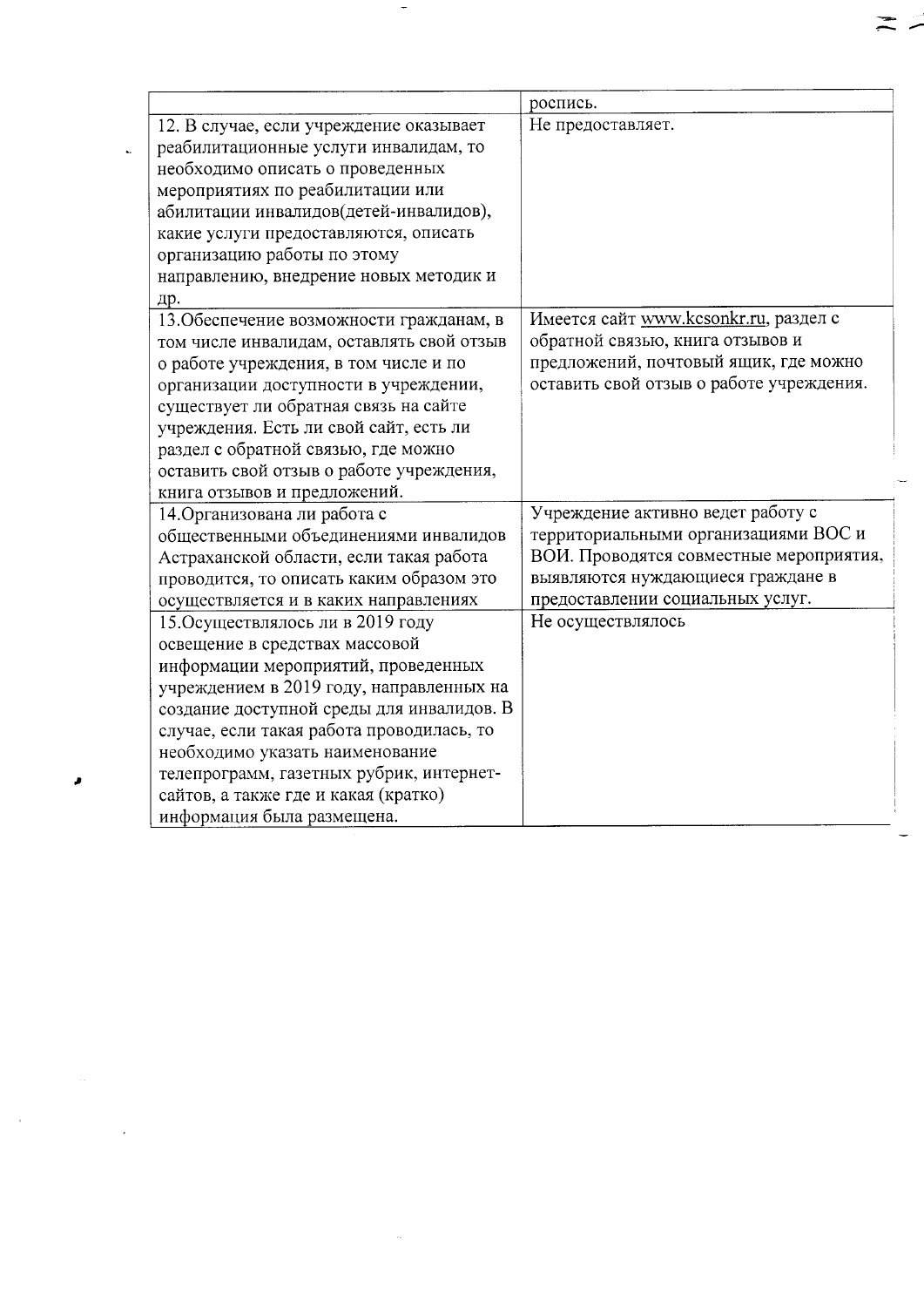| | |
|---|---|
| | роспись. |
| 12. В случае, если учреждение оказывает реабилитационные услуги инвалидам, то необходимо описать о проведенных мероприятиях по реабилитации или абилитации инвалидов(детей-инвалидов), какие услуги предоставляются, описать организацию работы по этому направлению, внедрение новых методик и др. | Не предоставляет. |
| 13.Обеспечение возможности гражданам, в том числе инвалидам, оставлять свой отзыв о работе учреждения, в том числе и по организации доступности в учреждении, существует ли обратная связь на сайте учреждения. Есть ли свой сайт, есть ли раздел с обратной связью, где можно оставить свой отзыв о работе учреждения, книга отзывов и предложений. | Имеется сайт www.kcsonkr.ru, раздел с обратной связью, книга отзывов и предложений, почтовый ящик, где можно оставить свой отзыв о работе учреждения. |
| 14.Организована ли работа с общественными объединениями инвалидов Астраханской области, если такая работа проводится, то описать каким образом это осуществляется и в каких направлениях | Учреждение активно ведет работу с территориальными организациями ВОС и ВОИ. Проводятся совместные мероприятия, выявляются нуждающиеся граждане в предоставлении социальных услуг. |
| 15.Осуществлялось ли в 2019 году освещение в средствах массовой информации мероприятий, проведенных учреждением в 2019 году, направленных на создание доступной среды для инвалидов. В случае, если такая работа проводилась, то необходимо указать наименование телепрограмм, газетных рубрик, интернет-сайтов, а также где и какая (кратко) информация была размещена. | Не осуществлялось |